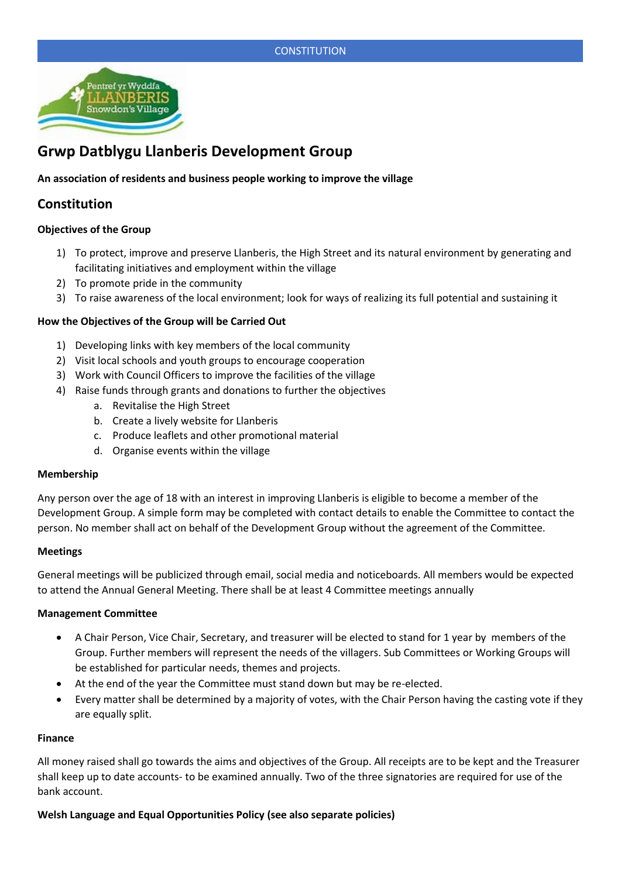# Grwp Datblygu Llanberis Development Group

**An association of residents and business people working to improve the village**

## Constitution

### Objectives of the Group

1) To protect, improve and preserve Llanberis, the High Street and its natural environment by generating and facilitating initiatives and employment within the village
2) To promote pride in the community
3) To raise awareness of the local environment; look for ways of realizing its full potential and sustaining it

### How the Objectives of the Group will be Carried Out

1) Developing links with key members of the local community
2) Visit local schools and youth groups to encourage cooperation
3) Work with Council Officers to improve the facilities of the village
4) Raise funds through grants and donations to further the objectives
    a. Revitalise the High Street
    b. Create a lively website for Llanberis
    c. Produce leaflets and other promotional material
    d. Organise events within the village

### Membership

Any person over the age of 18 with an interest in improving Llanberis is eligible to become a member of the Development Group. A simple form may be completed with contact details to enable the Committee to contact the person. No member shall act on behalf of the Development Group without the agreement of the Committee.

### Meetings

General meetings will be publicized through email, social media and noticeboards. All members would be expected to attend the Annual General Meeting. There shall be at least 4 Committee meetings annually

### Management Committee

- A Chair Person, Vice Chair, Secretary, and treasurer will be elected to stand for 1 year by members of the Group. Further members will represent the needs of the villagers. Sub Committees or Working Groups will be established for particular needs, themes and projects.
- At the end of the year the Committee must stand down but may be re-elected.
- Every matter shall be determined by a majority of votes, with the Chair Person having the casting vote if they are equally split.

### Finance

All money raised shall go towards the aims and objectives of the Group. All receipts are to be kept and the Treasurer shall keep up to date accounts- to be examined annually. Two of the three signatories are required for use of the bank account.

### Welsh Language and Equal Opportunities Policy (see also separate policies)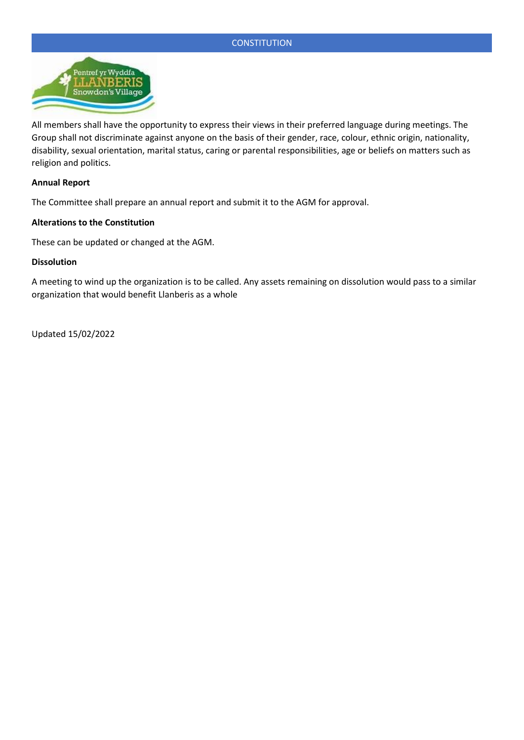All members shall have the opportunity to express their views in their preferred language during meetings. The Group shall not discriminate against anyone on the basis of their gender, race, colour, ethnic origin, nationality, disability, sexual orientation, marital status, caring or parental responsibilities, age or beliefs on matters such as religion and politics.

**Annual Report**

The Committee shall prepare an annual report and submit it to the AGM for approval.

**Alterations to the Constitution**

These can be updated or changed at the AGM.

**Dissolution**

A meeting to wind up the organization is to be called. Any assets remaining on dissolution would pass to a similar organization that would benefit Llanberis as a whole

Updated 15/02/2022